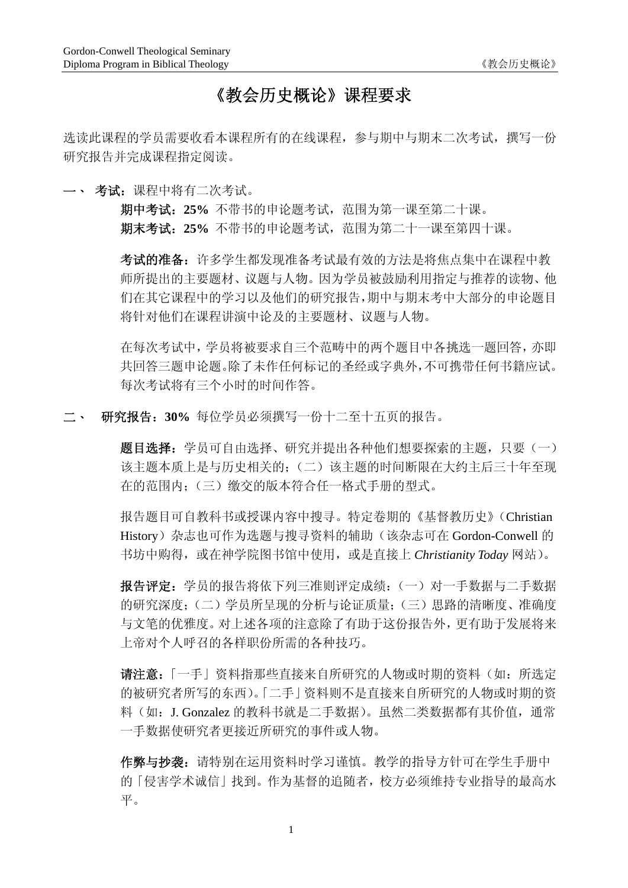# 《教会历史概论》课程要求

选读此课程的学员需要收看本课程所有的在线课程，参与期中与期末二次考试，撰写一份研究报告并完成课程指定阅读。

**一、 考试**：课程中将有二次考试。

**期中考试：25%** 不带书的申论题考试，范围为第一课至第二十课。

**期末考试：25%** 不带书的申论题考试，范围为第二十一课至第四十课。

**考试的准备**：许多学生都发现准备考试最有效的方法是将焦点集中在课程中教师所提出的主要题材、议题与人物。因为学员被鼓励利用指定与推荐的读物、他们在其它课程中的学习以及他们的研究报告，期中与期末考中大部分的申论题目将针对他们在课程讲演中论及的主要题材、议题与人物。

在每次考试中，学员将被要求自三个范畴中的两个题目中各挑选一题回答，亦即共回答三题申论题。除了未作任何标记的圣经或字典外，不可携带任何书籍应试。每次考试将有三个小时的时间作答。

**二、 研究报告：30%** 每位学员必须撰写一份十二至十五页的报告。

**题目选择**：学员可自由选择、研究并提出各种他们想要探索的主题，只要（一）该主题本质上是与历史相关的；（二）该主题的时间断限在大约主后三十年至现在的范围内；（三）缴交的版本符合任一格式手册的型式。

报告题目可自教科书或授课内容中搜寻。特定卷期的《基督教历史》（Christian History）杂志也可作为选题与搜寻资料的辅助（该杂志可在 Gordon-Conwell 的书坊中购得，或在神学院图书馆中使用，或是直接上 *Christianity Today* 网站）。

**报告评定**：学员的报告将依下列三准则评定成绩：（一）对一手数据与二手数据的研究深度；（二）学员所呈现的分析与论证质量；（三）思路的清晰度、准确度与文笔的优雅度。对上述各项的注意除了有助于这份报告外，更有助于发展将来上帝对个人呼召的各样职份所需的各种技巧。

**请注意**：「一手」资料指那些直接来自所研究的人物或时期的资料（如：所选定的被研究者所写的东西）。「二手」资料则不是直接来自所研究的人物或时期的资料（如：J. Gonzalez 的教科书就是二手数据）。虽然二类数据都有其价值，通常一手数据使研究者更接近所研究的事件或人物。

**作弊与抄袭**：请特别在运用资料时学习谨慎。教学的指导方针可在学生手册中的「侵害学术诚信」找到。作为基督的追随者，校方必须维持专业指导的最高水平。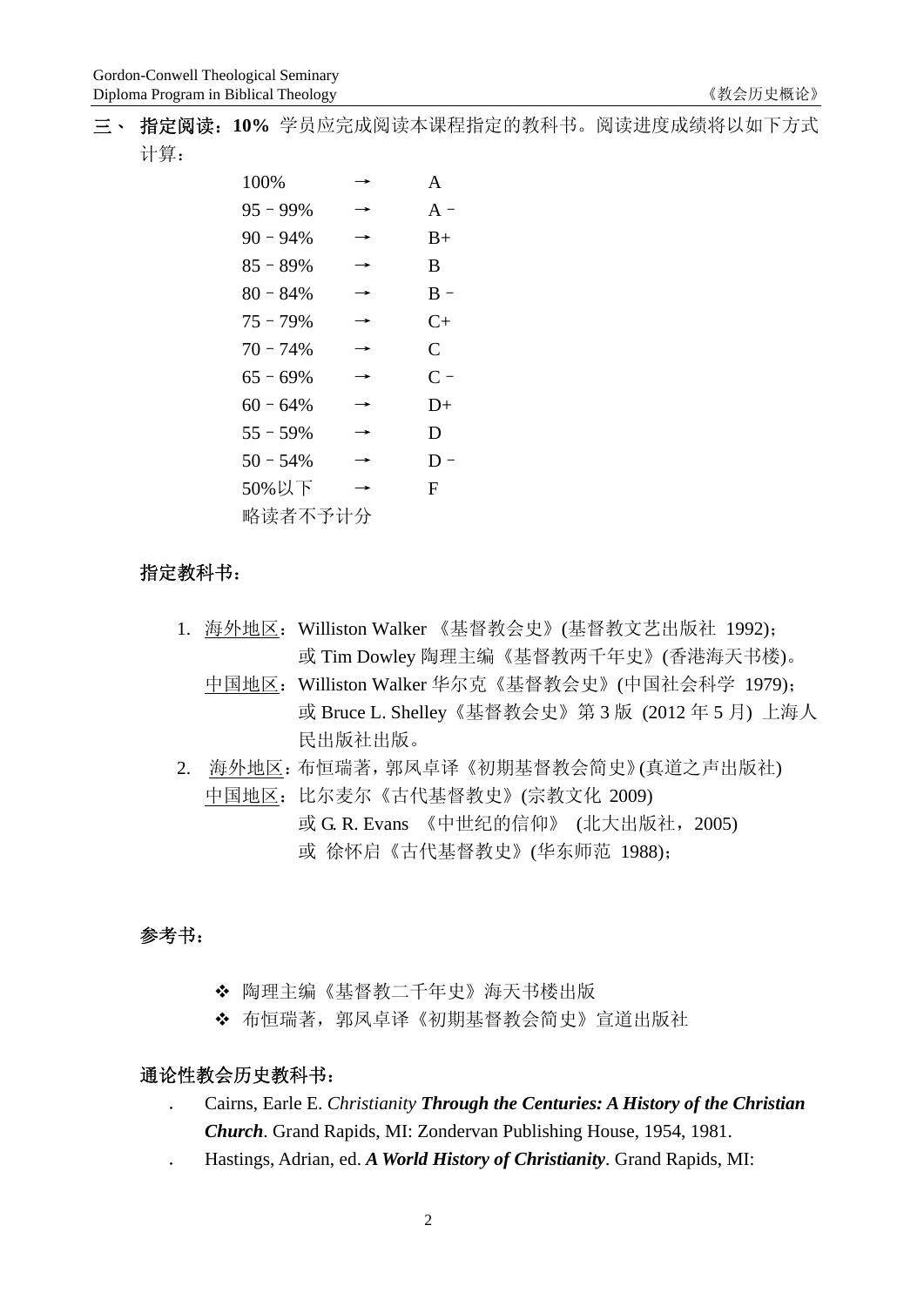三、 **指定阅读：10%** 学员应完成阅读本课程指定的教科书。阅读进度成绩将以如下方式计算：

| | | |
|---|---|---|
| 100% | → | A |
| 95－99% | → | A－ |
| 90－94% | → | B+ |
| 85－89% | → | B |
| 80－84% | → | B－ |
| 75－79% | → | C+ |
| 70－74% | → | C |
| 65－69% | → | C－ |
| 60－64% | → | D+ |
| 55－59% | → | D |
| 50－54% | → | D－ |
| 50%以下 | → | F |

略读者不予计分

**指定教科书：**

1. 海外地区：Williston Walker 《基督教会史》(基督教文艺出版社 1992)；
   或 Tim Dowley 陶理主编《基督教两千年史》(香港海天书楼)。
   中国地区：Williston Walker 华尔克《基督教会史》(中国社会科学 1979)；
   或 Bruce L. Shelley《基督教会史》第 3 版 (2012 年 5 月) 上海人民出版社出版。
2. 海外地区：布恒瑞著，郭凤卓译《初期基督教会简史》(真道之声出版社)
   中国地区：比尔麦尔《古代基督教史》(宗教文化 2009)
   或 G. R. Evans 《中世纪的信仰》 (北大出版社，2005)
   或 徐怀启《古代基督教史》(华东师范 1988)；

**参考书：**

- 陶理主编《基督教二千年史》海天书楼出版
- 布恒瑞著，郭凤卓译《初期基督教会简史》宣道出版社

**通论性教会历史教科书：**

- Cairns, Earle E. *Christianity* ***Through the Centuries: A History of the Christian Church***. Grand Rapids, MI: Zondervan Publishing House, 1954, 1981.
- Hastings, Adrian, ed. ***A World History of Christianity***. Grand Rapids, MI: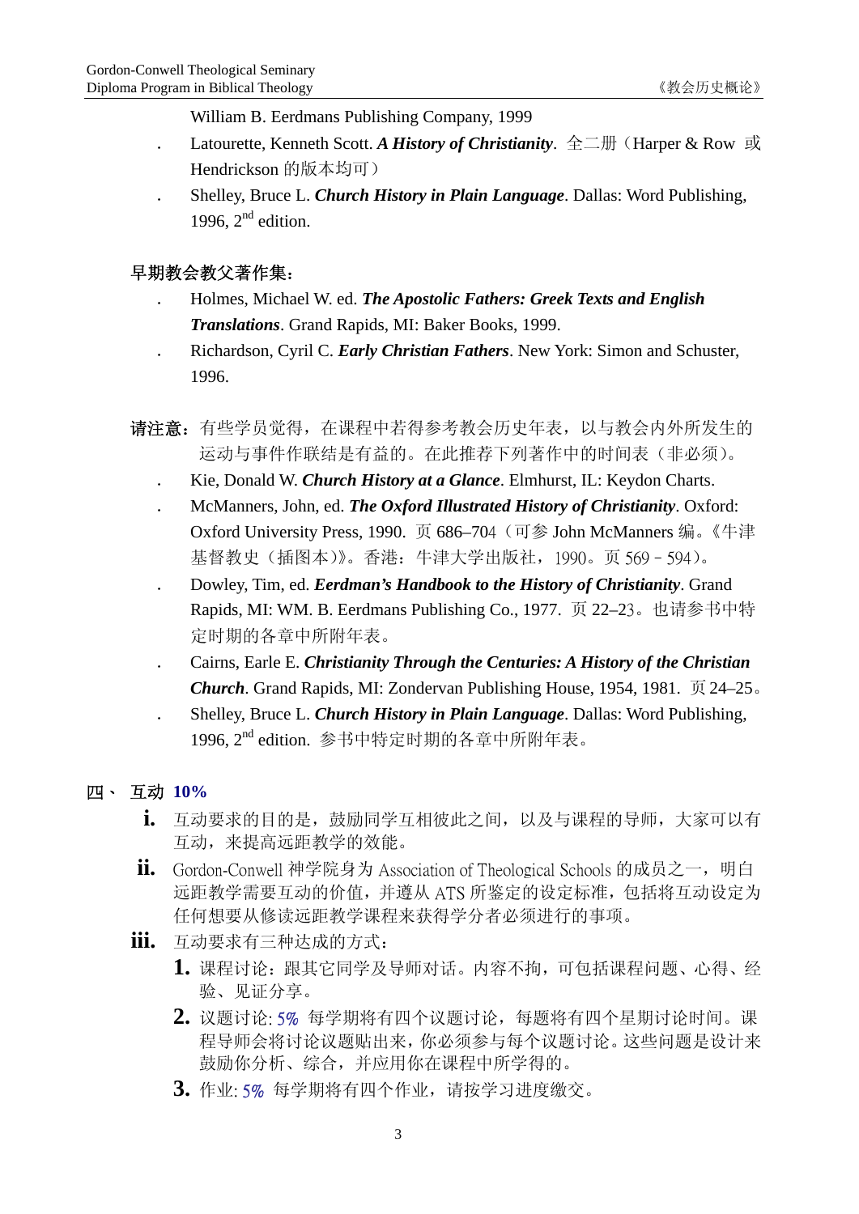William B. Eerdmans Publishing Company, 1999

- Latourette, Kenneth Scott. ***A History of Christianity***. 全二册（Harper & Row 或 Hendrickson 的版本均可）
- Shelley, Bruce L. ***Church History in Plain Language***. Dallas: Word Publishing, 1996, 2nd edition.

**早期教会教父著作集：**

- Holmes, Michael W. ed. ***The Apostolic Fathers: Greek Texts and English Translations***. Grand Rapids, MI: Baker Books, 1999.
- Richardson, Cyril C. ***Early Christian Fathers***. New York: Simon and Schuster, 1996.

**请注意：**有些学员觉得，在课程中若得参考教会历史年表，以与教会内外所发生的运动与事件作联结是有益的。在此推荐下列著作中的时间表（非必须）。

- Kie, Donald W. ***Church History at a Glance***. Elmhurst, IL: Keydon Charts.
- McManners, John, ed. ***The Oxford Illustrated History of Christianity***. Oxford: Oxford University Press, 1990. 页 686–704（可参 John McManners 编。《牛津基督教史（插图本）》。香港：牛津大学出版社，1990。页 569 – 594）。
- Dowley, Tim, ed. ***Eerdman's Handbook to the History of Christianity***. Grand Rapids, MI: WM. B. Eerdmans Publishing Co., 1977. 页 22–23。也请参书中特定时期的各章中所附年表。
- Cairns, Earle E. ***Christianity Through the Centuries: A History of the Christian Church***. Grand Rapids, MI: Zondervan Publishing House, 1954, 1981. 页 24–25。
- Shelley, Bruce L. ***Church History in Plain Language***. Dallas: Word Publishing, 1996, 2nd edition. 参书中特定时期的各章中所附年表。

## 四、 互动 **10%**

i. 互动要求的目的是，鼓励同学互相彼此之间，以及与课程的导师，大家可以有互动，来提高远距教学的效能。

ii. Gordon-Conwell 神学院身为 Association of Theological Schools 的成员之一，明白远距教学需要互动的价值，并遵从 ATS 所鉴定的设定标准，包括将互动设定为任何想要从修读远距教学课程来获得学分者必须进行的事项。

iii. 互动要求有三种达成的方式：

1. 课程讨论：跟其它同学及导师对话。内容不拘，可包括课程问题、心得、经验、见证分享。
2. 议题讨论: 5% 每学期将有四个议题讨论，每题将有四个星期讨论时间。课程导师会将讨论议题贴出来，你必须参与每个议题讨论。这些问题是设计来鼓励你分析、综合，并应用你在课程中所学得的。
3. 作业: 5% 每学期将有四个作业，请按学习进度缴交。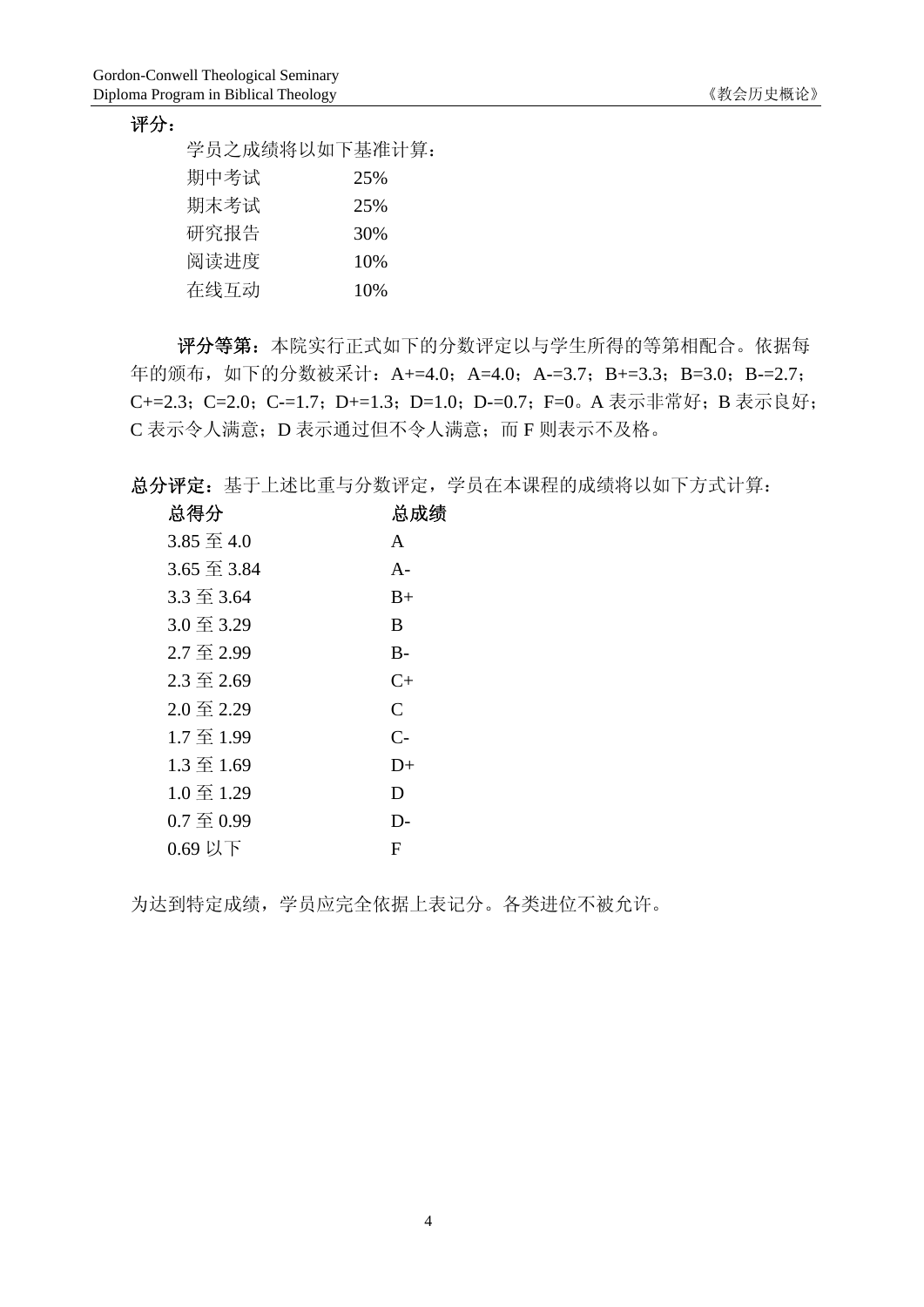**评分：**

学员之成绩将以如下基准计算：

| | |
|---|---|
| 期中考试 | 25% |
| 期末考试 | 25% |
| 研究报告 | 30% |
| 阅读进度 | 10% |
| 在线互动 | 10% |

**评分等第**：本院实行正式如下的分数评定以与学生所得的等第相配合。依据每年的颁布，如下的分数被采计：A+=4.0；A=4.0；A-=3.7；B+=3.3；B=3.0；B-=2.7；C+=2.3；C=2.0；C-=1.7；D+=1.3；D=1.0；D-=0.7；F=0。A 表示非常好；B 表示良好；C 表示令人满意；D 表示通过但不令人满意；而 F 则表示不及格。

**总分评定**：基于上述比重与分数评定，学员在本课程的成绩将以如下方式计算：

| **总得分** | **总成绩** |
|---|---|
| 3.85 至 4.0 | A |
| 3.65 至 3.84 | A- |
| 3.3 至 3.64 | B+ |
| 3.0 至 3.29 | B |
| 2.7 至 2.99 | B- |
| 2.3 至 2.69 | C+ |
| 2.0 至 2.29 | C |
| 1.7 至 1.99 | C- |
| 1.3 至 1.69 | D+ |
| 1.0 至 1.29 | D |
| 0.7 至 0.99 | D- |
| 0.69 以下 | F |

为达到特定成绩，学员应完全依据上表记分。各类进位不被允许。